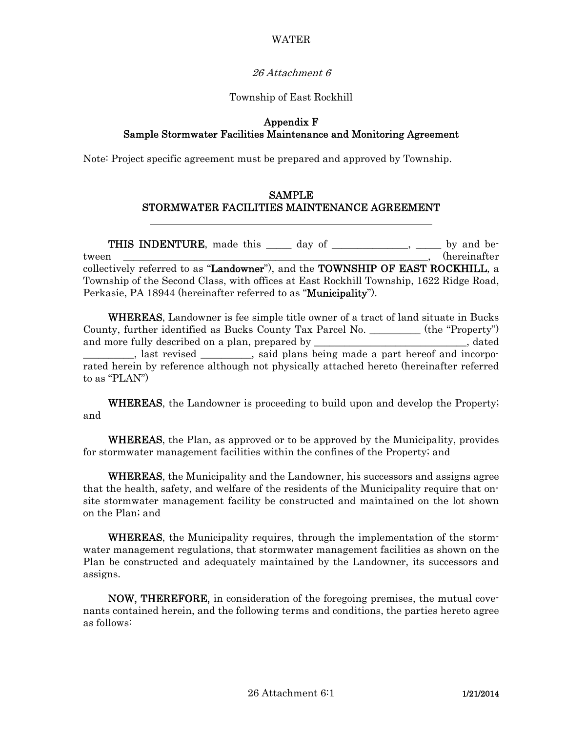WATER

*26 Attachment 6*

Township of East Rockhill

## Appendix F
## Sample Stormwater Facilities Maintenance and Monitoring Agreement

Note: Project specific agreement must be prepared and approved by Township.

## SAMPLE
## STORMWATER FACILITIES MAINTENANCE AGREEMENT

---

**THIS INDENTURE**, made this _____ day of _______________, _____ by and between _________________________________________________________________, (hereinafter collectively referred to as "**Landowner**"), and the **TOWNSHIP OF EAST ROCKHILL**, a Township of the Second Class, with offices at East Rockhill Township, 1622 Ridge Road, Perkasie, PA 18944 (hereinafter referred to as "**Municipality**").

**WHEREAS**, Landowner is fee simple title owner of a tract of land situate in Bucks County, further identified as Bucks County Tax Parcel No. __________ (the "Property") and more fully described on a plan, prepared by _______________________________, dated __________, last revised __________, said plans being made a part hereof and incorporated herein by reference although not physically attached hereto (hereinafter referred to as "PLAN")

**WHEREAS**, the Landowner is proceeding to build upon and develop the Property; and

**WHEREAS**, the Plan, as approved or to be approved by the Municipality, provides for stormwater management facilities within the confines of the Property; and

**WHEREAS**, the Municipality and the Landowner, his successors and assigns agree that the health, safety, and welfare of the residents of the Municipality require that on-site stormwater management facility be constructed and maintained on the lot shown on the Plan; and

**WHEREAS**, the Municipality requires, through the implementation of the stormwater management regulations, that stormwater management facilities as shown on the Plan be constructed and adequately maintained by the Landowner, its successors and assigns.

**NOW, THEREFORE,** in consideration of the foregoing premises, the mutual covenants contained herein, and the following terms and conditions, the parties hereto agree as follows: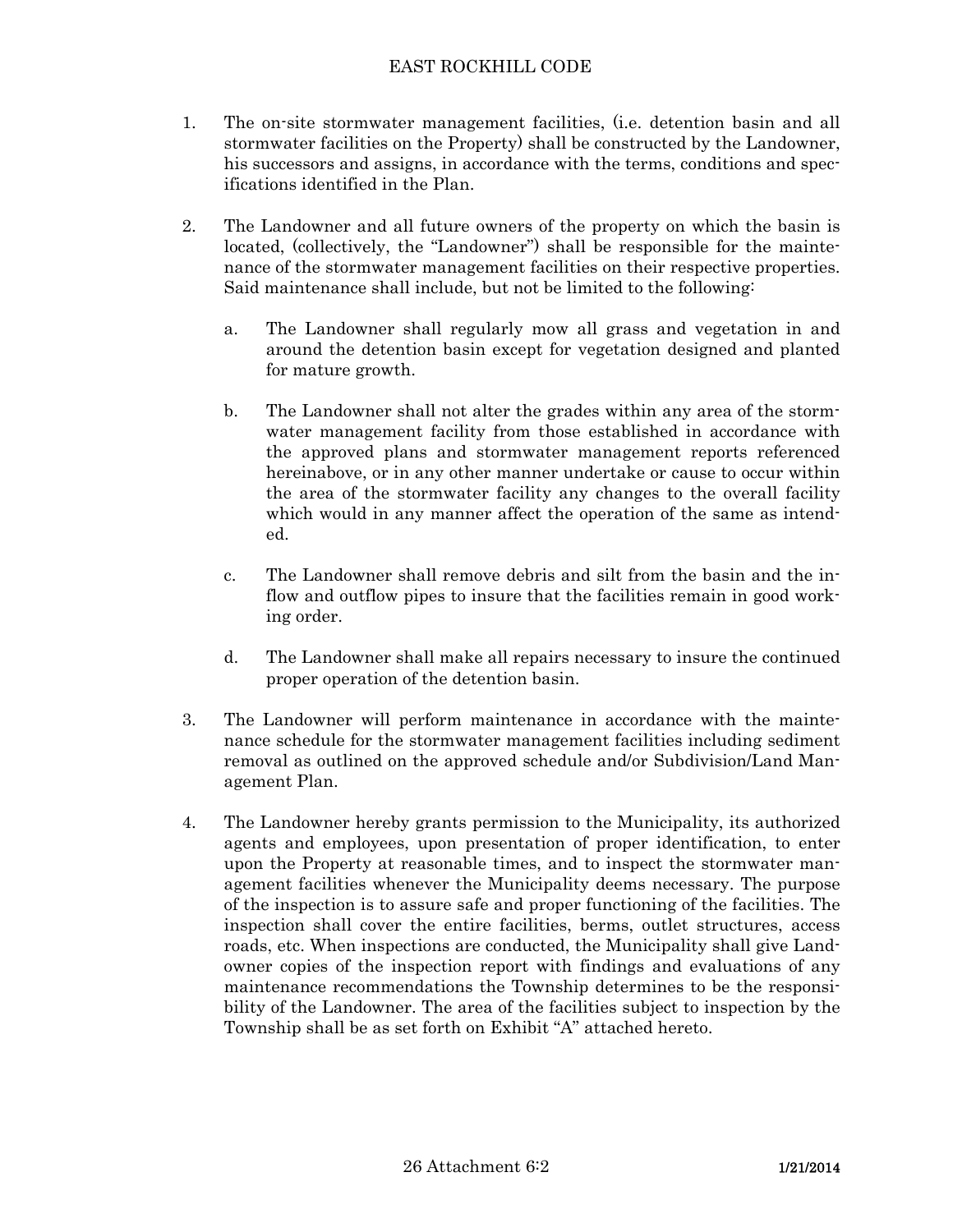1. The on-site stormwater management facilities, (i.e. detention basin and all stormwater facilities on the Property) shall be constructed by the Landowner, his successors and assigns, in accordance with the terms, conditions and specifications identified in the Plan.

2. The Landowner and all future owners of the property on which the basin is located, (collectively, the "Landowner") shall be responsible for the maintenance of the stormwater management facilities on their respective properties. Said maintenance shall include, but not be limited to the following:

   a. The Landowner shall regularly mow all grass and vegetation in and around the detention basin except for vegetation designed and planted for mature growth.

   b. The Landowner shall not alter the grades within any area of the stormwater management facility from those established in accordance with the approved plans and stormwater management reports referenced hereinabove, or in any other manner undertake or cause to occur within the area of the stormwater facility any changes to the overall facility which would in any manner affect the operation of the same as intended.

   c. The Landowner shall remove debris and silt from the basin and the inflow and outflow pipes to insure that the facilities remain in good working order.

   d. The Landowner shall make all repairs necessary to insure the continued proper operation of the detention basin.

3. The Landowner will perform maintenance in accordance with the maintenance schedule for the stormwater management facilities including sediment removal as outlined on the approved schedule and/or Subdivision/Land Management Plan.

4. The Landowner hereby grants permission to the Municipality, its authorized agents and employees, upon presentation of proper identification, to enter upon the Property at reasonable times, and to inspect the stormwater management facilities whenever the Municipality deems necessary. The purpose of the inspection is to assure safe and proper functioning of the facilities. The inspection shall cover the entire facilities, berms, outlet structures, access roads, etc. When inspections are conducted, the Municipality shall give Landowner copies of the inspection report with findings and evaluations of any maintenance recommendations the Township determines to be the responsibility of the Landowner. The area of the facilities subject to inspection by the Township shall be as set forth on Exhibit "A" attached hereto.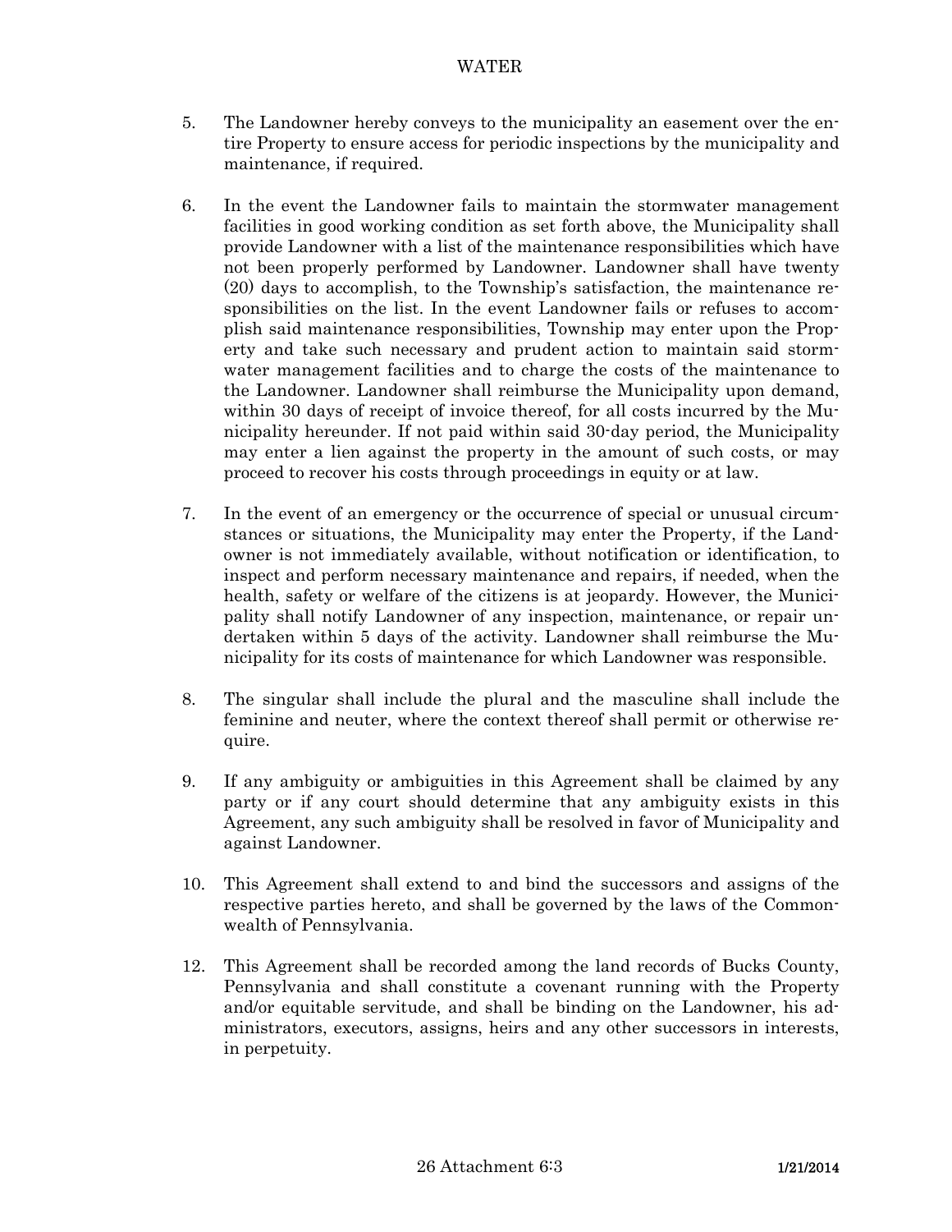5. The Landowner hereby conveys to the municipality an easement over the entire Property to ensure access for periodic inspections by the municipality and maintenance, if required.

6. In the event the Landowner fails to maintain the stormwater management facilities in good working condition as set forth above, the Municipality shall provide Landowner with a list of the maintenance responsibilities which have not been properly performed by Landowner. Landowner shall have twenty (20) days to accomplish, to the Township's satisfaction, the maintenance responsibilities on the list. In the event Landowner fails or refuses to accomplish said maintenance responsibilities, Township may enter upon the Property and take such necessary and prudent action to maintain said stormwater management facilities and to charge the costs of the maintenance to the Landowner. Landowner shall reimburse the Municipality upon demand, within 30 days of receipt of invoice thereof, for all costs incurred by the Municipality hereunder. If not paid within said 30-day period, the Municipality may enter a lien against the property in the amount of such costs, or may proceed to recover his costs through proceedings in equity or at law.

7. In the event of an emergency or the occurrence of special or unusual circumstances or situations, the Municipality may enter the Property, if the Landowner is not immediately available, without notification or identification, to inspect and perform necessary maintenance and repairs, if needed, when the health, safety or welfare of the citizens is at jeopardy. However, the Municipality shall notify Landowner of any inspection, maintenance, or repair undertaken within 5 days of the activity. Landowner shall reimburse the Municipality for its costs of maintenance for which Landowner was responsible.

8. The singular shall include the plural and the masculine shall include the feminine and neuter, where the context thereof shall permit or otherwise require.

9. If any ambiguity or ambiguities in this Agreement shall be claimed by any party or if any court should determine that any ambiguity exists in this Agreement, any such ambiguity shall be resolved in favor of Municipality and against Landowner.

10. This Agreement shall extend to and bind the successors and assigns of the respective parties hereto, and shall be governed by the laws of the Commonwealth of Pennsylvania.

12. This Agreement shall be recorded among the land records of Bucks County, Pennsylvania and shall constitute a covenant running with the Property and/or equitable servitude, and shall be binding on the Landowner, his administrators, executors, assigns, heirs and any other successors in interests, in perpetuity.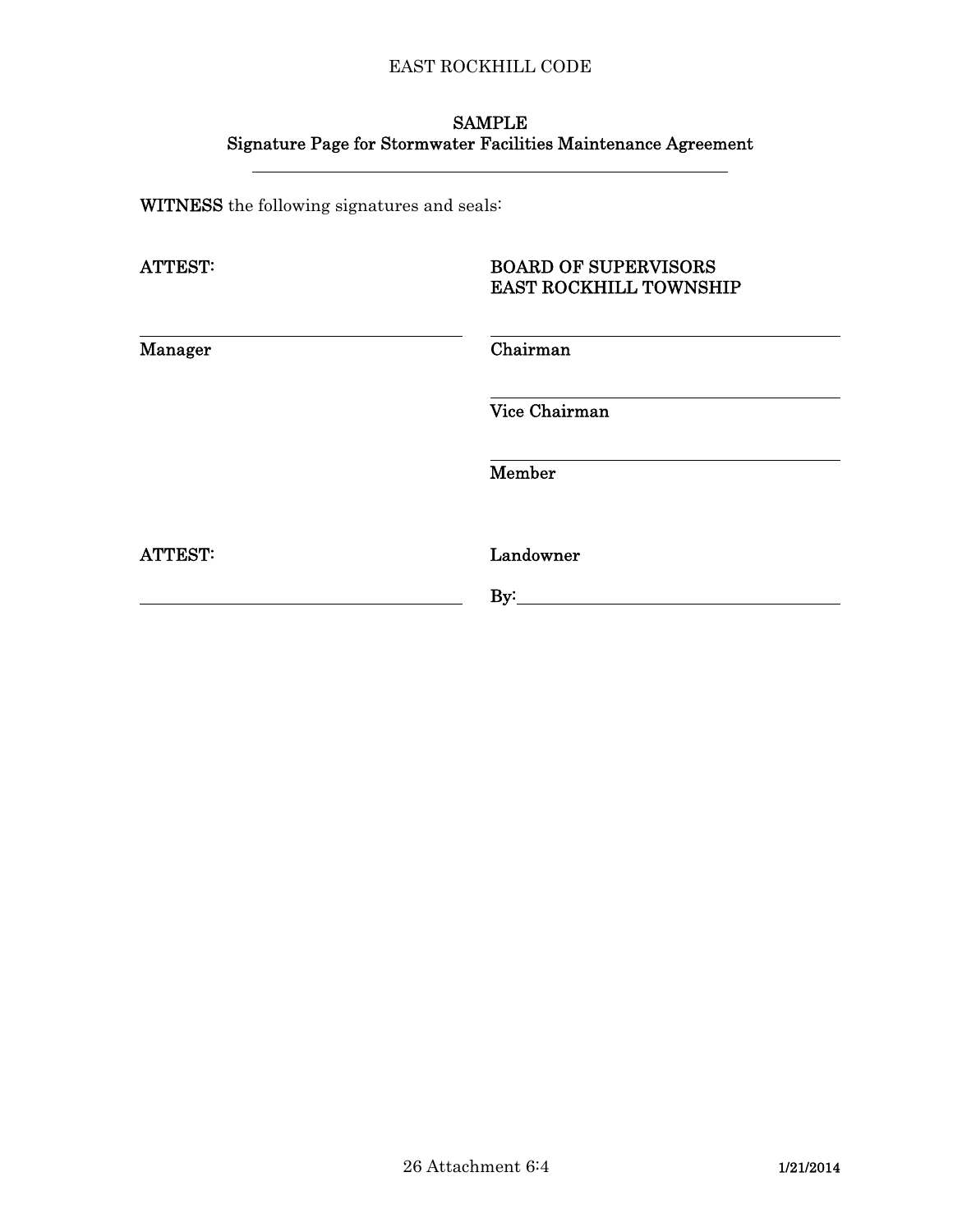## SAMPLE
## Signature Page for Stormwater Facilities Maintenance Agreement

**WITNESS** the following signatures and seals:

| ATTEST: | BOARD OF SUPERVISORS EAST ROCKHILL TOWNSHIP |
| --- | --- |
| \_\_\_\_\_\_\_\_\_\_\_\_\_\_\_\_\_\_\_\_\_\_\_\_\_\_\_\_ Manager | \_\_\_\_\_\_\_\_\_\_\_\_\_\_\_\_\_\_\_\_\_\_\_\_\_\_\_\_ Chairman |
| | \_\_\_\_\_\_\_\_\_\_\_\_\_\_\_\_\_\_\_\_\_\_\_\_\_\_\_\_ Vice Chairman |
| | \_\_\_\_\_\_\_\_\_\_\_\_\_\_\_\_\_\_\_\_\_\_\_\_\_\_\_\_ Member |

| ATTEST: | Landowner |
| --- | --- |
| \_\_\_\_\_\_\_\_\_\_\_\_\_\_\_\_\_\_\_\_\_\_\_\_\_\_\_\_ | By: \_\_\_\_\_\_\_\_\_\_\_\_\_\_\_\_\_\_\_\_\_\_\_\_\_\_\_\_ |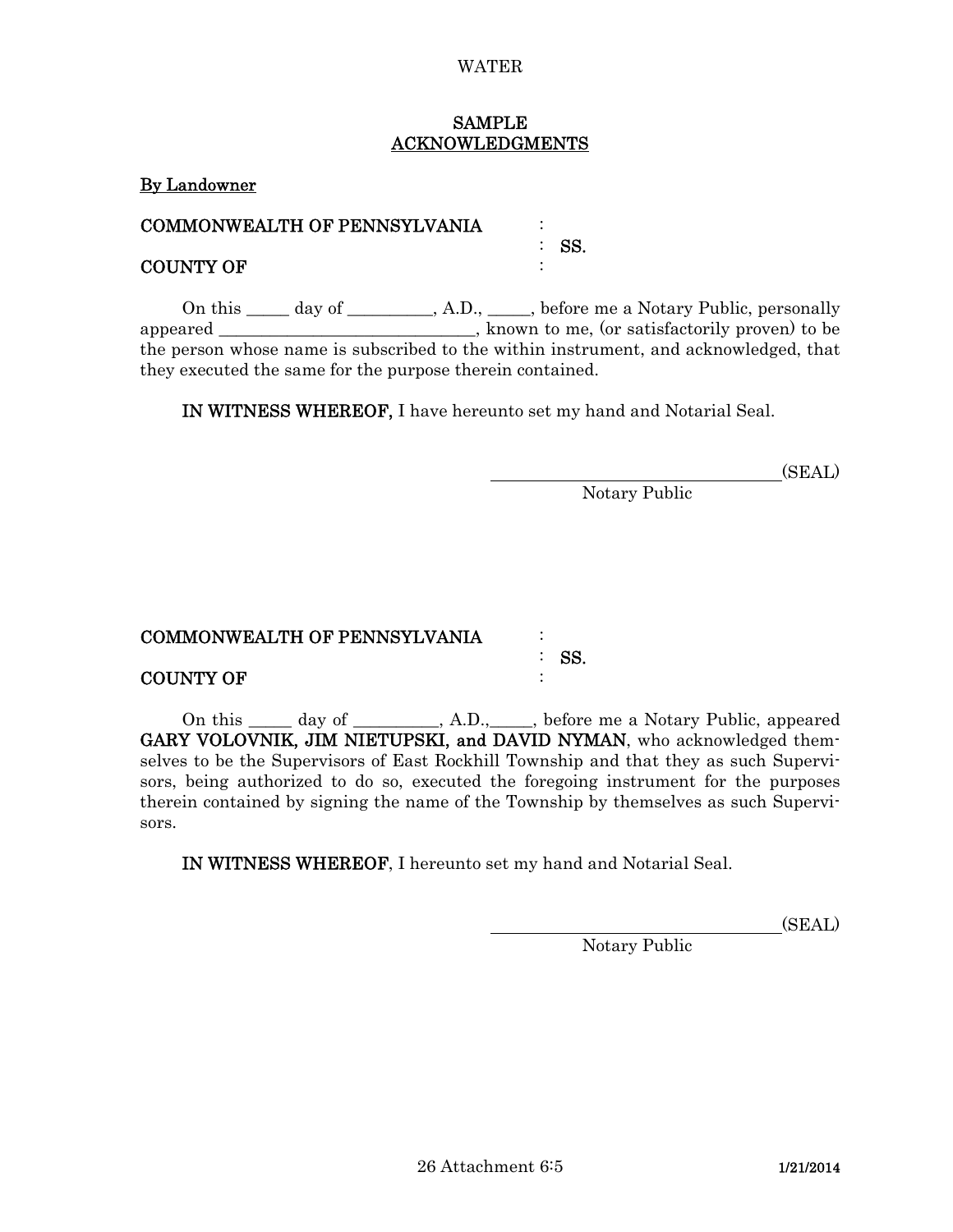WATER

## SAMPLE
## ACKNOWLEDGMENTS

By Landowner

COMMONWEALTH OF PENNSYLVANIA :
: SS.
COUNTY OF :

On this _____ day of __________, A.D., _____, before me a Notary Public, personally appeared ______________________________, known to me, (or satisfactorily proven) to be the person whose name is subscribed to the within instrument, and acknowledged, that they executed the same for the purpose therein contained.

**IN WITNESS WHEREOF,** I have hereunto set my hand and Notarial Seal.

__________________________________(SEAL)
Notary Public

COMMONWEALTH OF PENNSYLVANIA :
: SS.
COUNTY OF :

On this _____ day of __________, A.D.,_____, before me a Notary Public, appeared **GARY VOLOVNIK, JIM NIETUPSKI, and DAVID NYMAN**, who acknowledged themselves to be the Supervisors of East Rockhill Township and that they as such Supervisors, being authorized to do so, executed the foregoing instrument for the purposes therein contained by signing the name of the Township by themselves as such Supervisors.

**IN WITNESS WHEREOF**, I hereunto set my hand and Notarial Seal.

__________________________________(SEAL)
Notary Public